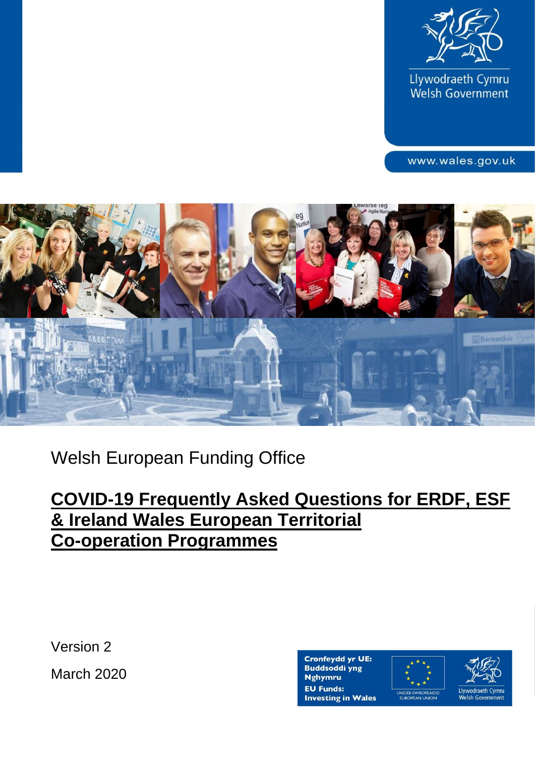Llywodraeth Cymru
Welsh Government

www.wales.gov.uk

Welsh European Funding Office

# COVID-19 Frequently Asked Questions for ERDF, ESF & Ireland Wales European Territorial Co-operation Programmes

Version 2

March 2020

**Cronfeydd yr UE: Buddsoddi yng Nghymru**
**EU Funds: Investing in Wales**

UNDEB EWROPEAIDD
EUROPEAN UNION

Llywodraeth Cymru
Welsh Government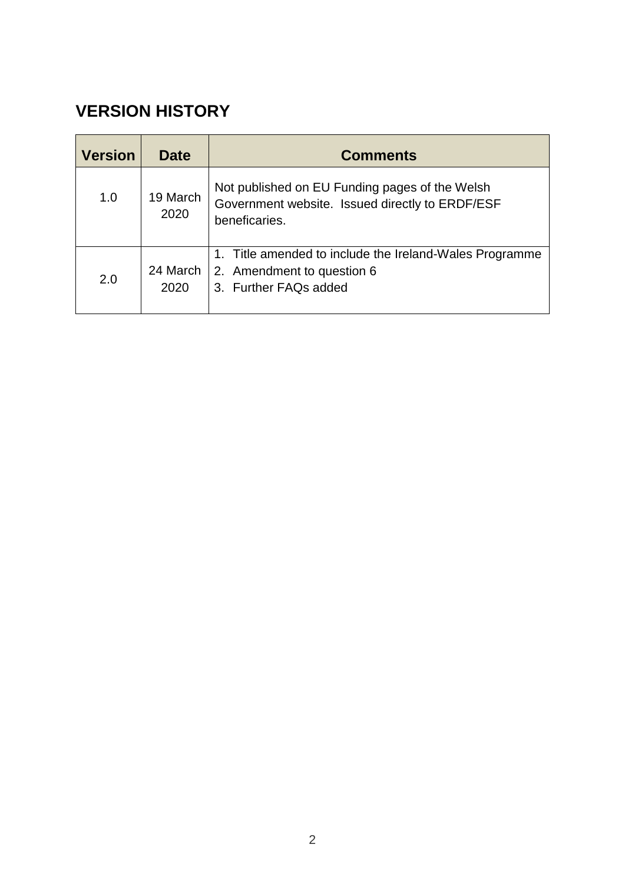## VERSION HISTORY

| Version | Date | Comments |
| --- | --- | --- |
| 1.0 | 19 March 2020 | Not published on EU Funding pages of the Welsh Government website. Issued directly to ERDF/ESF beneficaries. |
| 2.0 | 24 March 2020 | 1. Title amended to include the Ireland-Wales Programme<br>2. Amendment to question 6<br>3. Further FAQs added |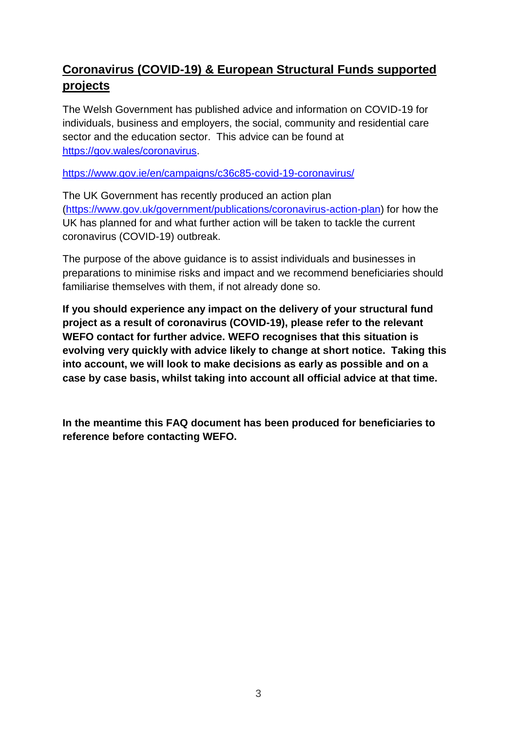## Coronavirus (COVID-19) & European Structural Funds supported projects

The Welsh Government has published advice and information on COVID-19 for individuals, business and employers, the social, community and residential care sector and the education sector. This advice can be found at [https://gov.wales/coronavirus](https://gov.wales/coronavirus).

[https://www.gov.ie/en/campaigns/c36c85-covid-19-coronavirus/](https://www.gov.ie/en/campaigns/c36c85-covid-19-coronavirus/)

The UK Government has recently produced an action plan ([https://www.gov.uk/government/publications/coronavirus-action-plan](https://www.gov.uk/government/publications/coronavirus-action-plan)) for how the UK has planned for and what further action will be taken to tackle the current coronavirus (COVID-19) outbreak.

The purpose of the above guidance is to assist individuals and businesses in preparations to minimise risks and impact and we recommend beneficiaries should familiarise themselves with them, if not already done so.

**If you should experience any impact on the delivery of your structural fund project as a result of coronavirus (COVID-19), please refer to the relevant WEFO contact for further advice. WEFO recognises that this situation is evolving very quickly with advice likely to change at short notice. Taking this into account, we will look to make decisions as early as possible and on a case by case basis, whilst taking into account all official advice at that time.**

**In the meantime this FAQ document has been produced for beneficiaries to reference before contacting WEFO.**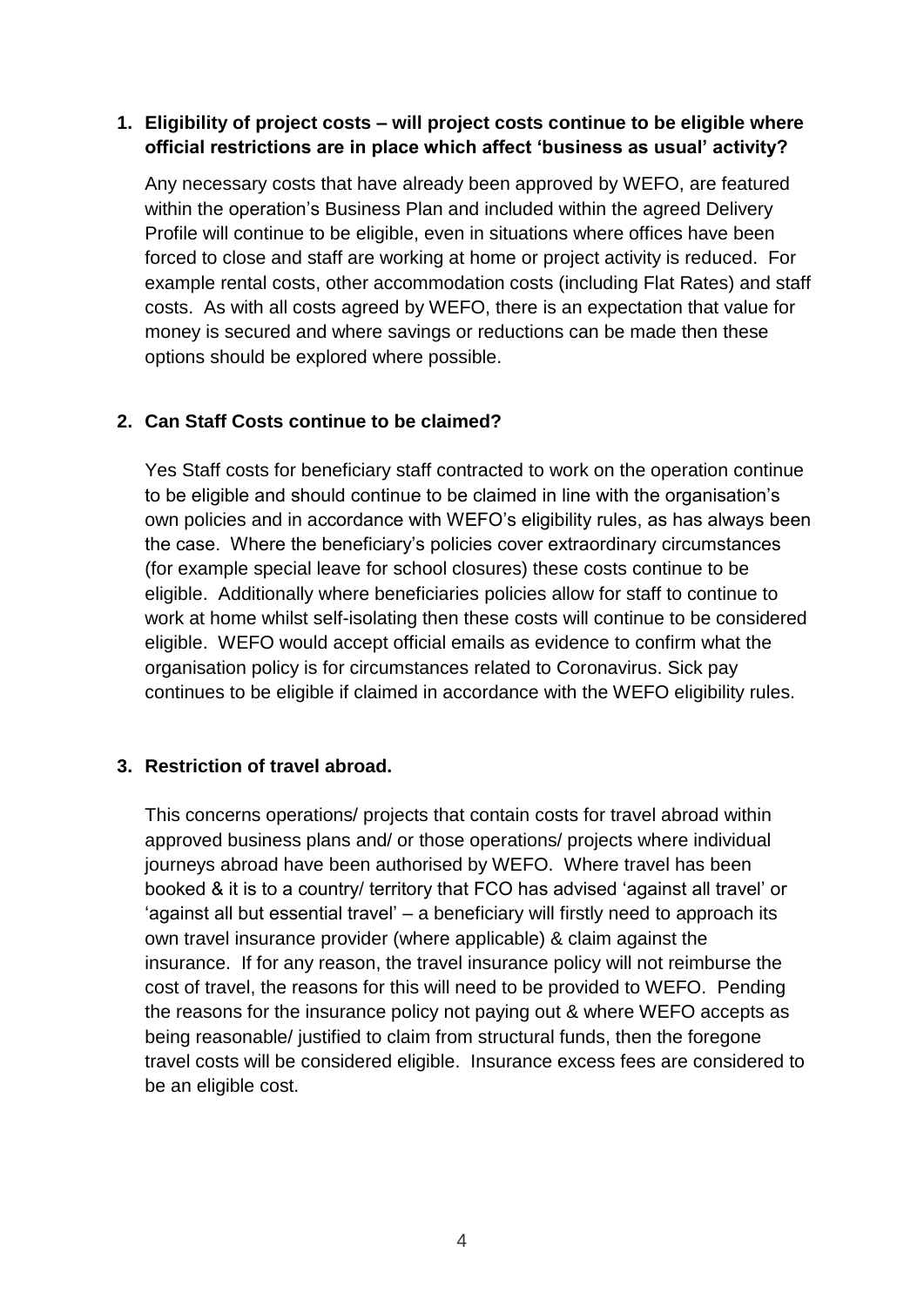1. **Eligibility of project costs – will project costs continue to be eligible where official restrictions are in place which affect 'business as usual' activity?**

   Any necessary costs that have already been approved by WEFO, are featured within the operation's Business Plan and included within the agreed Delivery Profile will continue to be eligible, even in situations where offices have been forced to close and staff are working at home or project activity is reduced. For example rental costs, other accommodation costs (including Flat Rates) and staff costs. As with all costs agreed by WEFO, there is an expectation that value for money is secured and where savings or reductions can be made then these options should be explored where possible.

2. **Can Staff Costs continue to be claimed?**

   Yes Staff costs for beneficiary staff contracted to work on the operation continue to be eligible and should continue to be claimed in line with the organisation's own policies and in accordance with WEFO's eligibility rules, as has always been the case. Where the beneficiary's policies cover extraordinary circumstances (for example special leave for school closures) these costs continue to be eligible. Additionally where beneficiaries policies allow for staff to continue to work at home whilst self-isolating then these costs will continue to be considered eligible. WEFO would accept official emails as evidence to confirm what the organisation policy is for circumstances related to Coronavirus. Sick pay continues to be eligible if claimed in accordance with the WEFO eligibility rules.

3. **Restriction of travel abroad.**

   This concerns operations/ projects that contain costs for travel abroad within approved business plans and/ or those operations/ projects where individual journeys abroad have been authorised by WEFO. Where travel has been booked & it is to a country/ territory that FCO has advised 'against all travel' or 'against all but essential travel' – a beneficiary will firstly need to approach its own travel insurance provider (where applicable) & claim against the insurance. If for any reason, the travel insurance policy will not reimburse the cost of travel, the reasons for this will need to be provided to WEFO. Pending the reasons for the insurance policy not paying out & where WEFO accepts as being reasonable/ justified to claim from structural funds, then the foregone travel costs will be considered eligible. Insurance excess fees are considered to be an eligible cost.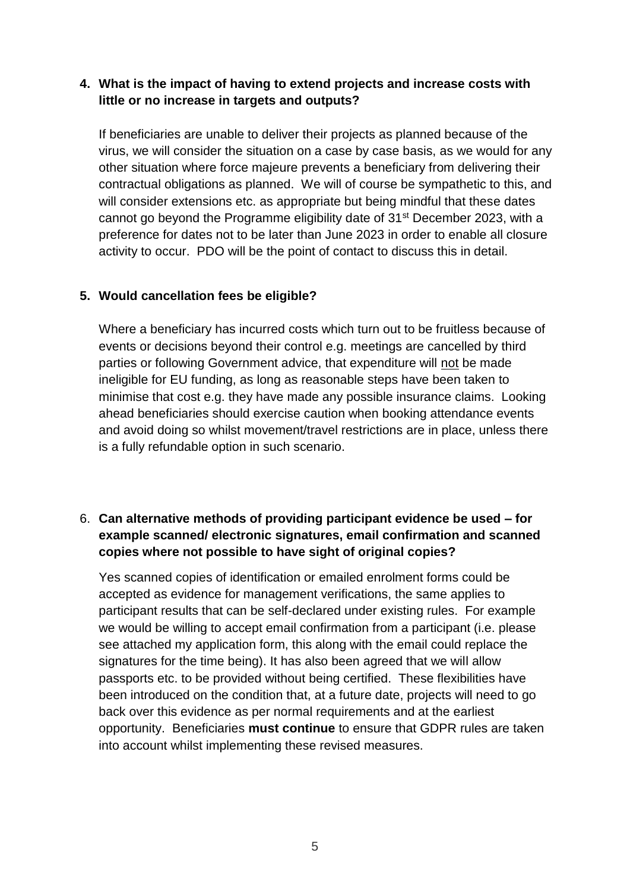**4. What is the impact of having to extend projects and increase costs with little or no increase in targets and outputs?**

If beneficiaries are unable to deliver their projects as planned because of the virus, we will consider the situation on a case by case basis, as we would for any other situation where force majeure prevents a beneficiary from delivering their contractual obligations as planned. We will of course be sympathetic to this, and will consider extensions etc. as appropriate but being mindful that these dates cannot go beyond the Programme eligibility date of 31st December 2023, with a preference for dates not to be later than June 2023 in order to enable all closure activity to occur. PDO will be the point of contact to discuss this in detail.

**5. Would cancellation fees be eligible?**

Where a beneficiary has incurred costs which turn out to be fruitless because of events or decisions beyond their control e.g. meetings are cancelled by third parties or following Government advice, that expenditure will not be made ineligible for EU funding, as long as reasonable steps have been taken to minimise that cost e.g. they have made any possible insurance claims. Looking ahead beneficiaries should exercise caution when booking attendance events and avoid doing so whilst movement/travel restrictions are in place, unless there is a fully refundable option in such scenario.

6. **Can alternative methods of providing participant evidence be used – for example scanned/ electronic signatures, email confirmation and scanned copies where not possible to have sight of original copies?**

Yes scanned copies of identification or emailed enrolment forms could be accepted as evidence for management verifications, the same applies to participant results that can be self-declared under existing rules. For example we would be willing to accept email confirmation from a participant (i.e. please see attached my application form, this along with the email could replace the signatures for the time being). It has also been agreed that we will allow passports etc. to be provided without being certified. These flexibilities have been introduced on the condition that, at a future date, projects will need to go back over this evidence as per normal requirements and at the earliest opportunity. Beneficiaries **must continue** to ensure that GDPR rules are taken into account whilst implementing these revised measures.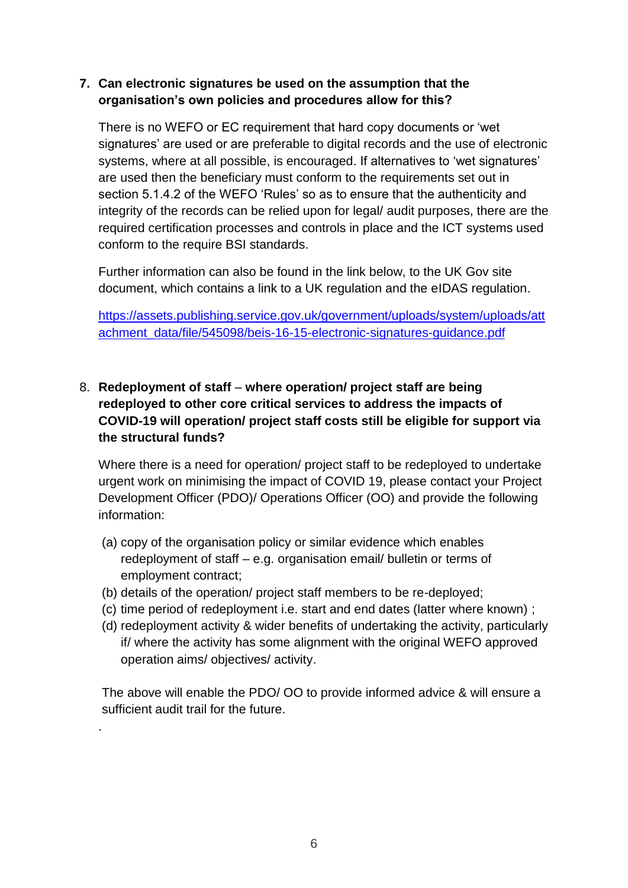7. **Can electronic signatures be used on the assumption that the organisation's own policies and procedures allow for this?**

   There is no WEFO or EC requirement that hard copy documents or 'wet signatures' are used or are preferable to digital records and the use of electronic systems, where at all possible, is encouraged. If alternatives to 'wet signatures' are used then the beneficiary must conform to the requirements set out in section 5.1.4.2 of the WEFO 'Rules' so as to ensure that the authenticity and integrity of the records can be relied upon for legal/ audit purposes, there are the required certification processes and controls in place and the ICT systems used conform to the require BSI standards.

   Further information can also be found in the link below, to the UK Gov site document, which contains a link to a UK regulation and the eIDAS regulation.

   https://assets.publishing.service.gov.uk/government/uploads/system/uploads/attachment_data/file/545098/beis-16-15-electronic-signatures-guidance.pdf

8. **Redeployment of staff** – **where operation/ project staff are being redeployed to other core critical services to address the impacts of COVID-19 will operation/ project staff costs still be eligible for support via the structural funds?**

   Where there is a need for operation/ project staff to be redeployed to undertake urgent work on minimising the impact of COVID 19, please contact your Project Development Officer (PDO)/ Operations Officer (OO) and provide the following information:

   (a) copy of the organisation policy or similar evidence which enables redeployment of staff – e.g. organisation email/ bulletin or terms of employment contract;
   (b) details of the operation/ project staff members to be re-deployed;
   (c) time period of redeployment i.e. start and end dates (latter where known) ;
   (d) redeployment activity & wider benefits of undertaking the activity, particularly if/ where the activity has some alignment with the original WEFO approved operation aims/ objectives/ activity.

   The above will enable the PDO/ OO to provide informed advice & will ensure a sufficient audit trail for the future.

.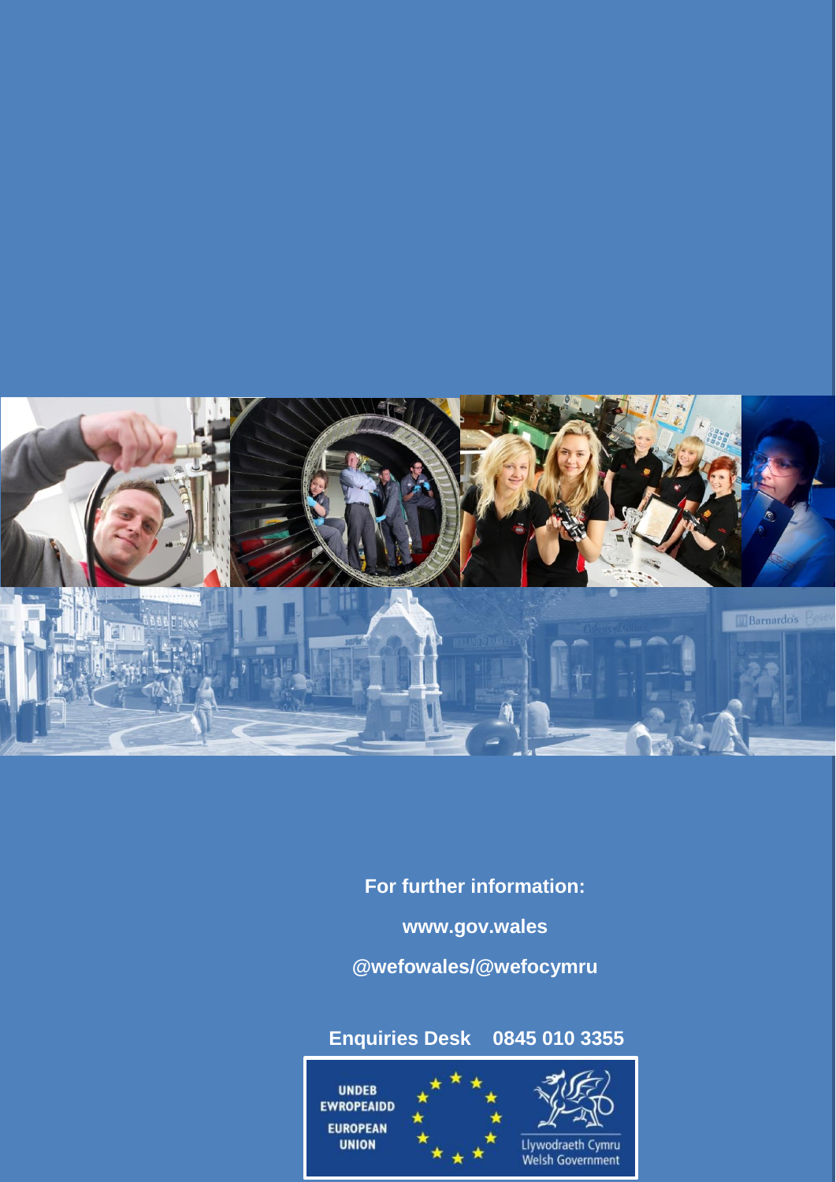**For further information:**

**www.gov.wales**

**@wefowales/@wefocymru**

**Enquiries Desk 0845 010 3355**

UNDEB EWROPEAIDD
EUROPEAN UNION

Llywodraeth Cymru
Welsh Government